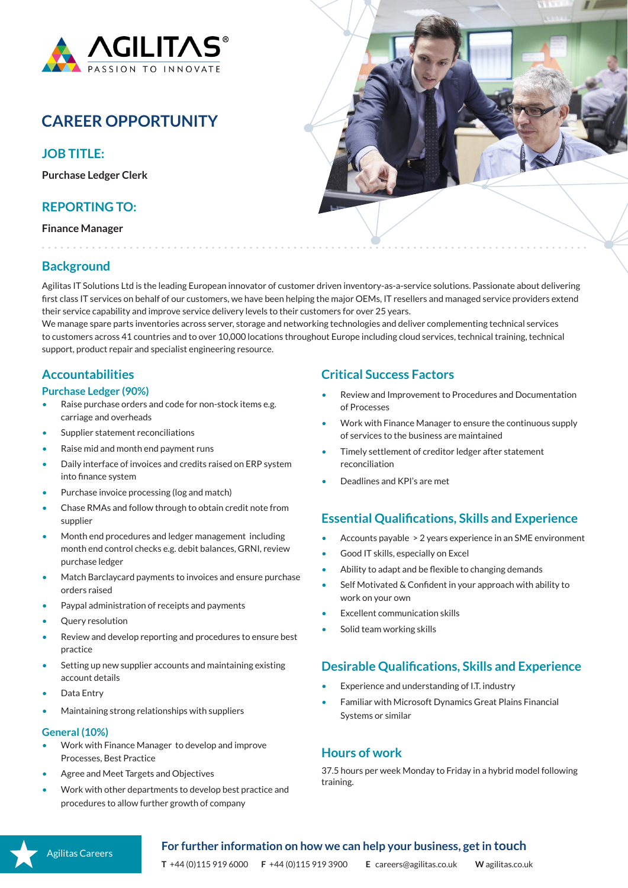AGILITAS® PASSION TO INNOVATE

# CAREER OPPORTUNITY

## JOB TITLE:

**Purchase Ledger Clerk**

## REPORTING TO:

**Finance Manager**

## Background

Agilitas IT Solutions Ltd is the leading European innovator of customer driven inventory-as-a-service solutions. Passionate about delivering first class IT services on behalf of our customers, we have been helping the major OEMs, IT resellers and managed service providers extend their service capability and improve service delivery levels to their customers for over 25 years.

We manage spare parts inventories across server, storage and networking technologies and deliver complementing technical services to customers across 41 countries and to over 10,000 locations throughout Europe including cloud services, technical training, technical support, product repair and specialist engineering resource.

## Accountabilities

### Purchase Ledger (90%)

- Raise purchase orders and code for non-stock items e.g. carriage and overheads
- Supplier statement reconciliations
- Raise mid and month end payment runs
- Daily interface of invoices and credits raised on ERP system into finance system
- Purchase invoice processing (log and match)
- Chase RMAs and follow through to obtain credit note from supplier
- Month end procedures and ledger management including month end control checks e.g. debit balances, GRNI, review purchase ledger
- Match Barclaycard payments to invoices and ensure purchase orders raised
- Paypal administration of receipts and payments
- Query resolution
- Review and develop reporting and procedures to ensure best practice
- Setting up new supplier accounts and maintaining existing account details
- Data Entry
- Maintaining strong relationships with suppliers

### General (10%)

- Work with Finance Manager to develop and improve Processes, Best Practice
- Agree and Meet Targets and Objectives
- Work with other departments to develop best practice and procedures to allow further growth of company

## Critical Success Factors

- Review and Improvement to Procedures and Documentation of Processes
- Work with Finance Manager to ensure the continuous supply of services to the business are maintained
- Timely settlement of creditor ledger after statement reconciliation
- Deadlines and KPI's are met

## Essential Qualifications, Skills and Experience

- Accounts payable > 2 years experience in an SME environment
- Good IT skills, especially on Excel
- Ability to adapt and be flexible to changing demands
- Self Motivated & Confident in your approach with ability to work on your own
- Excellent communication skills
- Solid team working skills

## Desirable Qualifications, Skills and Experience

- Experience and understanding of I.T. industry
- Familiar with Microsoft Dynamics Great Plains Financial Systems or similar

## Hours of work

37.5 hours per week Monday to Friday in a hybrid model following training.

Agilitas Careers

**For further information on how we can help your business, get in touch**

**T** +44 (0)115 919 6000 **F** +44 (0)115 919 3900 **E** careers@agilitas.co.uk **W** agilitas.co.uk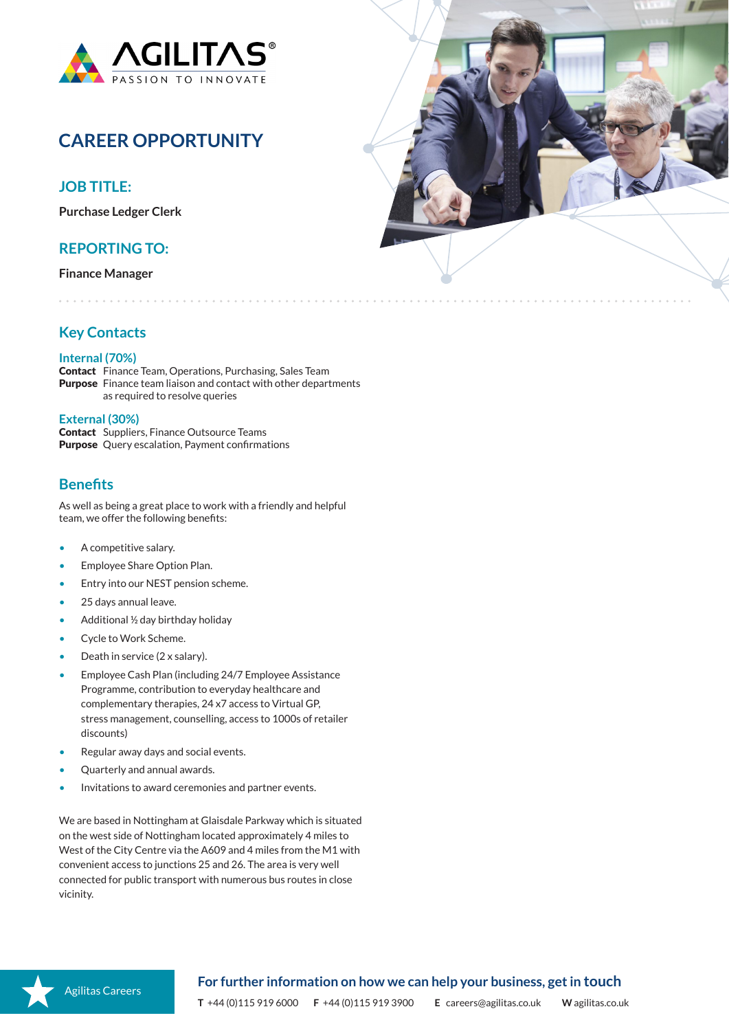AGILITAS®
PASSION TO INNOVATE

# CAREER OPPORTUNITY

## JOB TITLE:

**Purchase Ledger Clerk**

## REPORTING TO:

**Finance Manager**

## Key Contacts

### Internal (70%)

**Contact** Finance Team, Operations, Purchasing, Sales Team
**Purpose** Finance team liaison and contact with other departments as required to resolve queries

### External (30%)

**Contact** Suppliers, Finance Outsource Teams
**Purpose** Query escalation, Payment confirmations

## Benefits

As well as being a great place to work with a friendly and helpful team, we offer the following benefits:

- A competitive salary.
- Employee Share Option Plan.
- Entry into our NEST pension scheme.
- 25 days annual leave.
- Additional ½ day birthday holiday
- Cycle to Work Scheme.
- Death in service (2 x salary).
- Employee Cash Plan (including 24/7 Employee Assistance Programme, contribution to everyday healthcare and complementary therapies, 24 x7 access to Virtual GP, stress management, counselling, access to 1000s of retailer discounts)
- Regular away days and social events.
- Quarterly and annual awards.
- Invitations to award ceremonies and partner events.

We are based in Nottingham at Glaisdale Parkway which is situated on the west side of Nottingham located approximately 4 miles to West of the City Centre via the A609 and 4 miles from the M1 with convenient access to junctions 25 and 26. The area is very well connected for public transport with numerous bus routes in close vicinity.

Agilitas Careers

**For further information on how we can help your business, get in touch**

**T** +44 (0)115 919 6000 **F** +44 (0)115 919 3900 **E** careers@agilitas.co.uk **W** agilitas.co.uk